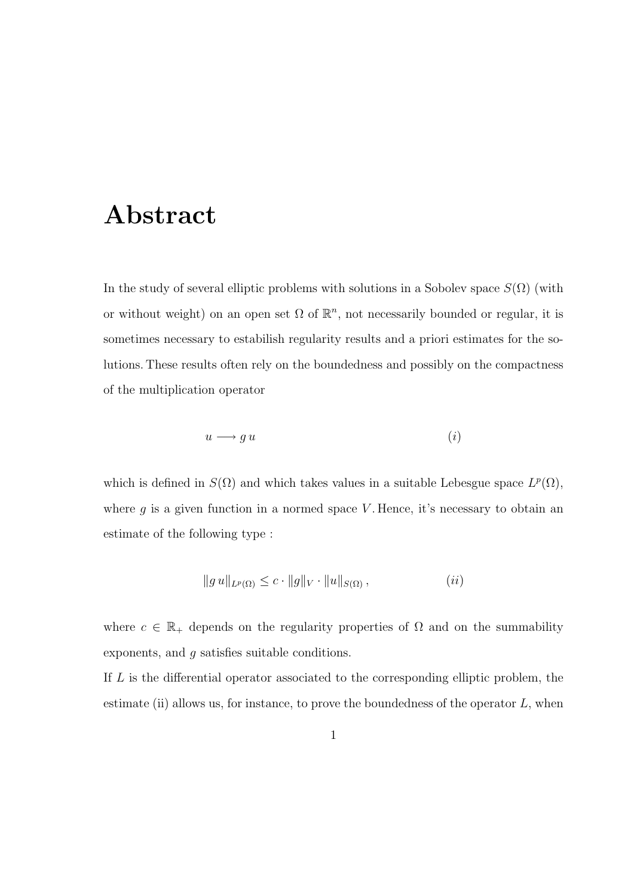# Abstract

In the study of several elliptic problems with solutions in a Sobolev space $S(\Omega)$ (with or without weight) on an open set $\Omega$ of $\mathbb{R}^n$, not necessarily bounded or regular, it is sometimes necessary to estabilish regularity results and a priori estimates for the solutions. These results often rely on the boundedness and possibly on the compactness of the multiplication operator

$$u \longrightarrow g\, u \qquad (i)$$

which is defined in $S(\Omega)$ and which takes values in a suitable Lebesgue space $L^p(\Omega)$, where $g$ is a given function in a normed space $V$. Hence, it's necessary to obtain an estimate of the following type :

$$\|g\, u\|_{L^p(\Omega)} \leq c \cdot \|g\|_V \cdot \|u\|_{S(\Omega)}\,, \qquad (ii)$$

where $c \in \mathbb{R}_+$ depends on the regularity properties of $\Omega$ and on the summability exponents, and $g$ satisfies suitable conditions.

If $L$ is the differential operator associated to the corresponding elliptic problem, the estimate (ii) allows us, for instance, to prove the boundedness of the operator $L$, when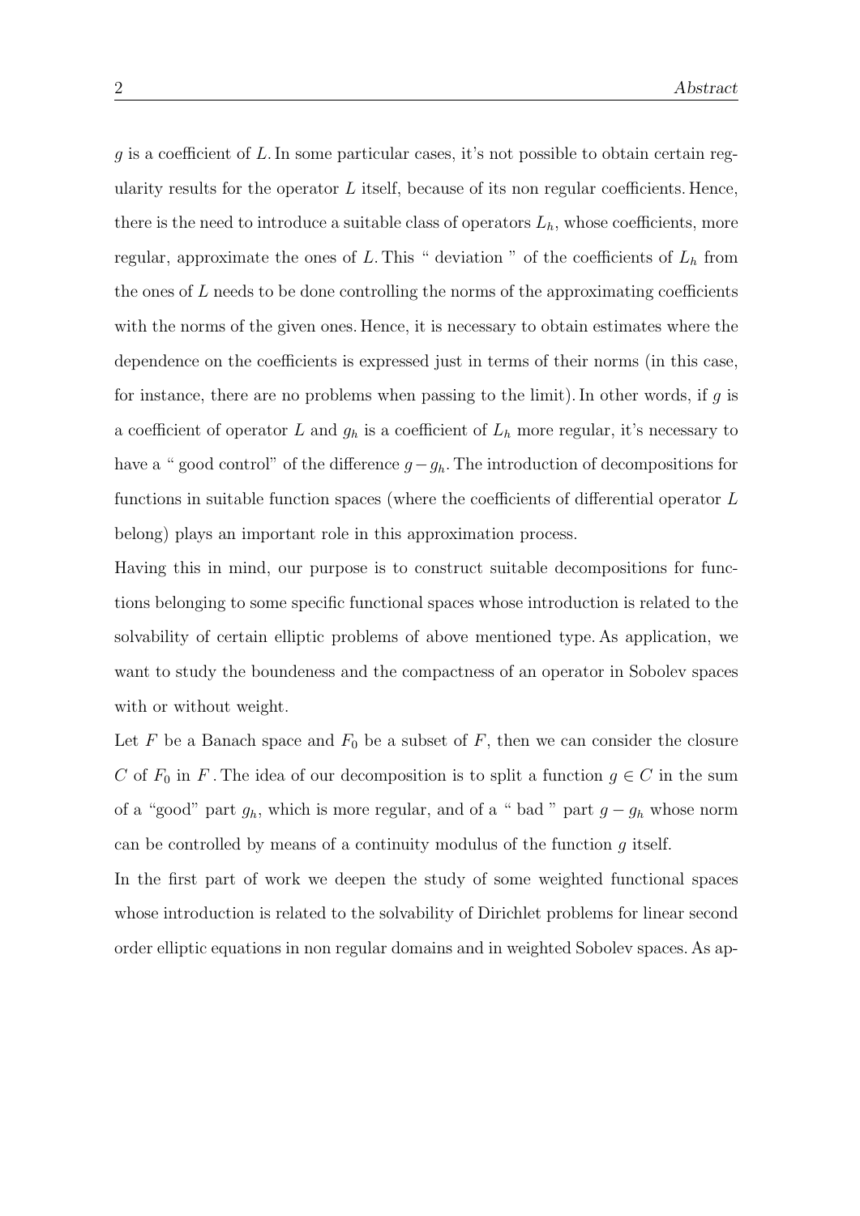$g$ is a coefficient of $L$. In some particular cases, it's not possible to obtain certain regularity results for the operator $L$ itself, because of its non regular coefficients. Hence, there is the need to introduce a suitable class of operators $L_h$, whose coefficients, more regular, approximate the ones of $L$. This " deviation " of the coefficients of $L_h$ from the ones of $L$ needs to be done controlling the norms of the approximating coefficients with the norms of the given ones. Hence, it is necessary to obtain estimates where the dependence on the coefficients is expressed just in terms of their norms (in this case, for instance, there are no problems when passing to the limit). In other words, if $g$ is a coefficient of operator $L$ and $g_h$ is a coefficient of $L_h$ more regular, it's necessary to have a " good control" of the difference $g - g_h$. The introduction of decompositions for functions in suitable function spaces (where the coefficients of differential operator $L$ belong) plays an important role in this approximation process.

Having this in mind, our purpose is to construct suitable decompositions for functions belonging to some specific functional spaces whose introduction is related to the solvability of certain elliptic problems of above mentioned type. As application, we want to study the boundeness and the compactness of an operator in Sobolev spaces with or without weight.

Let $F$ be a Banach space and $F_0$ be a subset of $F$, then we can consider the closure $C$ of $F_0$ in $F$. The idea of our decomposition is to split a function $g \in C$ in the sum of a "good" part $g_h$, which is more regular, and of a " bad " part $g - g_h$ whose norm can be controlled by means of a continuity modulus of the function $g$ itself.

In the first part of work we deepen the study of some weighted functional spaces whose introduction is related to the solvability of Dirichlet problems for linear second order elliptic equations in non regular domains and in weighted Sobolev spaces. As ap-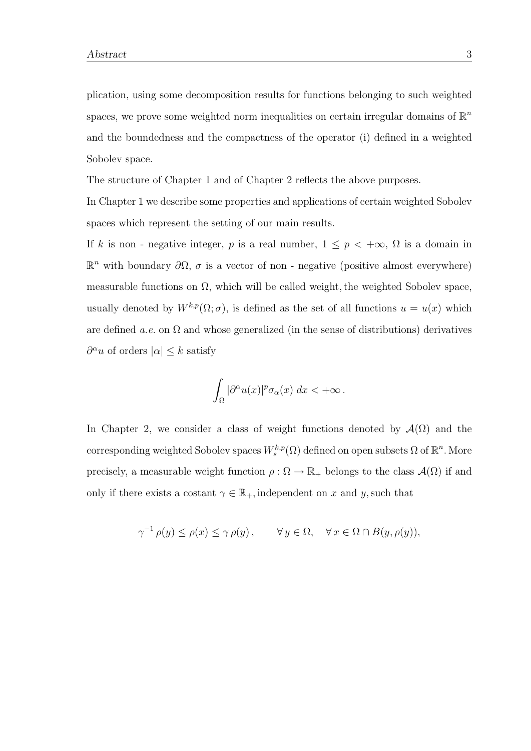plication, using some decomposition results for functions belonging to such weighted spaces, we prove some weighted norm inequalities on certain irregular domains of $\mathbb{R}^n$ and the boundedness and the compactness of the operator (i) defined in a weighted Sobolev space.

The structure of Chapter 1 and of Chapter 2 reflects the above purposes.

In Chapter 1 we describe some properties and applications of certain weighted Sobolev spaces which represent the setting of our main results.

If $k$ is non - negative integer, $p$ is a real number, $1 \leq p < +\infty$, $\Omega$ is a domain in $\mathbb{R}^n$ with boundary $\partial\Omega$, $\sigma$ is a vector of non - negative (positive almost everywhere) measurable functions on $\Omega$, which will be called weight, the weighted Sobolev space, usually denoted by $W^{k,p}(\Omega;\sigma)$, is defined as the set of all functions $u = u(x)$ which are defined *a.e.* on $\Omega$ and whose generalized (in the sense of distributions) derivatives $\partial^\alpha u$ of orders $|\alpha| \leq k$ satisfy

$$\int_\Omega |\partial^\alpha u(x)|^p \sigma_\alpha(x)\, dx < +\infty\, .$$

In Chapter 2, we consider a class of weight functions denoted by $\mathcal{A}(\Omega)$ and the corresponding weighted Sobolev spaces $W^{k,p}_s(\Omega)$ defined on open subsets $\Omega$ of $\mathbb{R}^n$. More precisely, a measurable weight function $\rho : \Omega \to \mathbb{R}_+$ belongs to the class $\mathcal{A}(\Omega)$ if and only if there exists a costant $\gamma \in \mathbb{R}_+$, independent on $x$ and $y$, such that

$$\gamma^{-1}\,\rho(y) \leq \rho(x) \leq \gamma\,\rho(y)\,, \qquad \forall\, y \in \Omega, \quad \forall\, x \in \Omega \cap B(y, \rho(y)),$$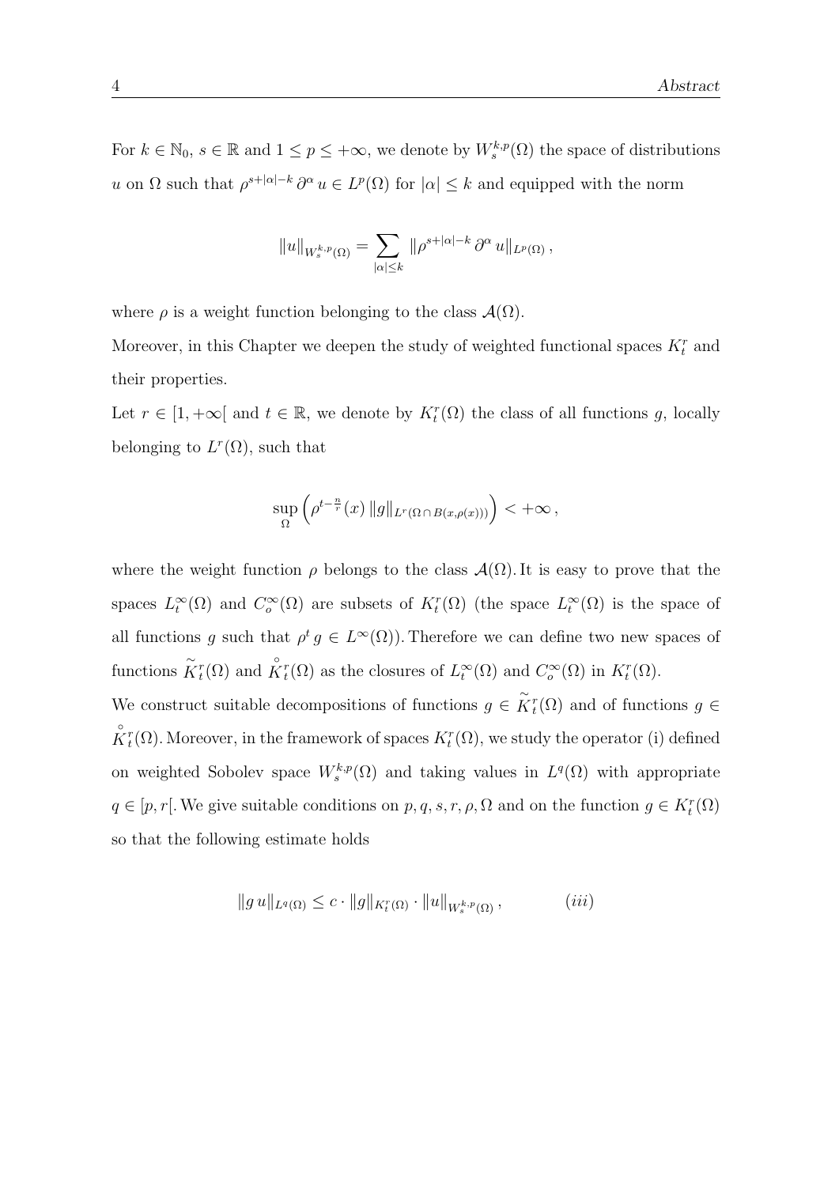For $k \in \mathbb{N}_0$, $s \in \mathbb{R}$ and $1 \leq p \leq +\infty$, we denote by $W^{k,p}_s(\Omega)$ the space of distributions $u$ on $\Omega$ such that $\rho^{s+|\alpha|-k}\, \partial^\alpha u \in L^p(\Omega)$ for $|\alpha| \leq k$ and equipped with the norm

$$\|u\|_{W^{k,p}_s(\Omega)} = \sum_{|\alpha|\leq k} \|\rho^{s+|\alpha|-k}\, \partial^\alpha u\|_{L^p(\Omega)}\,,$$

where $\rho$ is a weight function belonging to the class $\mathcal{A}(\Omega)$.

Moreover, in this Chapter we deepen the study of weighted functional spaces $K^r_t$ and their properties.

Let $r \in [1, +\infty[$ and $t \in \mathbb{R}$, we denote by $K^r_t(\Omega)$ the class of all functions $g$, locally belonging to $L^r(\Omega)$, such that

$$\sup_{\Omega} \left( \rho^{t-\frac{n}{r}}(x)\, \|g\|_{L^r(\Omega\, \cap\, B(x,\rho(x)))} \right) < +\infty\,,$$

where the weight function $\rho$ belongs to the class $\mathcal{A}(\Omega)$. It is easy to prove that the spaces $L^\infty_t(\Omega)$ and $C^\infty_o(\Omega)$ are subsets of $K^r_t(\Omega)$ (the space $L^\infty_t(\Omega)$ is the space of all functions $g$ such that $\rho^t\, g \in L^\infty(\Omega)$). Therefore we can define two new spaces of functions $\widetilde{K}^r_t(\Omega)$ and $\overset{\circ}{K}{}^r_t(\Omega)$ as the closures of $L^\infty_t(\Omega)$ and $C^\infty_o(\Omega)$ in $K^r_t(\Omega)$.

We construct suitable decompositions of functions $g \in \widetilde{K}^r_t(\Omega)$ and of functions $g \in \overset{\circ}{K}{}^r_t(\Omega)$. Moreover, in the framework of spaces $K^r_t(\Omega)$, we study the operator (i) defined on weighted Sobolev space $W^{k,p}_s(\Omega)$ and taking values in $L^q(\Omega)$ with appropriate $q \in [p, r[$. We give suitable conditions on $p, q, s, r, \rho, \Omega$ and on the function $g \in K^r_t(\Omega)$ so that the following estimate holds

$$\|g\, u\|_{L^q(\Omega)} \leq c \cdot \|g\|_{K^r_t(\Omega)} \cdot \|u\|_{W^{k,p}_s(\Omega)}\,, \qquad (iii)$$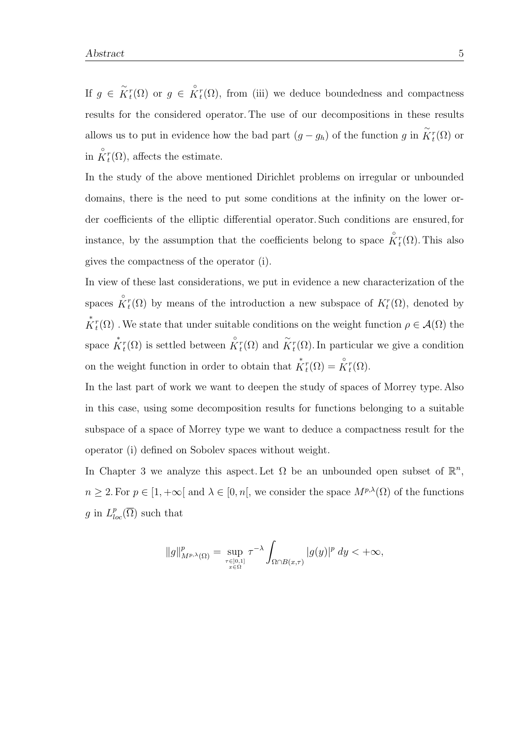If $g \in \widetilde{K}_t^r(\Omega)$ or $g \in \overset{\circ}{K}{}_t^r(\Omega)$, from (iii) we deduce boundedness and compactness results for the considered operator. The use of our decompositions in these results allows us to put in evidence how the bad part $(g - g_h)$ of the function $g$ in $\widetilde{K}_t^r(\Omega)$ or in $\overset{\circ}{K}{}_t^r(\Omega)$, affects the estimate.

In the study of the above mentioned Dirichlet problems on irregular or unbounded domains, there is the need to put some conditions at the infinity on the lower order coefficients of the elliptic differential operator. Such conditions are ensured, for instance, by the assumption that the coefficients belong to space $\overset{\circ}{K}{}_t^r(\Omega)$. This also gives the compactness of the operator (i).

In view of these last considerations, we put in evidence a new characterization of the spaces $\overset{\circ}{K}{}_t^r(\Omega)$ by means of the introduction a new subspace of $K_t^r(\Omega)$, denoted by $\overset{*}{K}{}_t^r(\Omega)$ . We state that under suitable conditions on the weight function $\rho \in \mathcal{A}(\Omega)$ the space $\overset{*}{K}{}_t^r(\Omega)$ is settled between $\overset{\circ}{K}{}_t^r(\Omega)$ and $\widetilde{K}_t^r(\Omega)$. In particular we give a condition on the weight function in order to obtain that $\overset{*}{K}{}_t^r(\Omega) = \overset{\circ}{K}{}_t^r(\Omega)$.

In the last part of work we want to deepen the study of spaces of Morrey type. Also in this case, using some decomposition results for functions belonging to a suitable subspace of a space of Morrey type we want to deduce a compactness result for the operator (i) defined on Sobolev spaces without weight.

In Chapter 3 we analyze this aspect. Let $\Omega$ be an unbounded open subset of $\mathbb{R}^n$, $n \geq 2$. For $p \in [1, +\infty[$ and $\lambda \in [0, n[$, we consider the space $M^{p,\lambda}(\Omega)$ of the functions $g$ in $L^p_{loc}(\overline{\Omega})$ such that

$$\|g\|^p_{M^{p,\lambda}(\Omega)} = \sup_{\substack{\tau \in ]0,1] \\ x \in \Omega}} \tau^{-\lambda} \int_{\Omega \cap B(x,\tau)} |g(y)|^p \, dy < +\infty,$$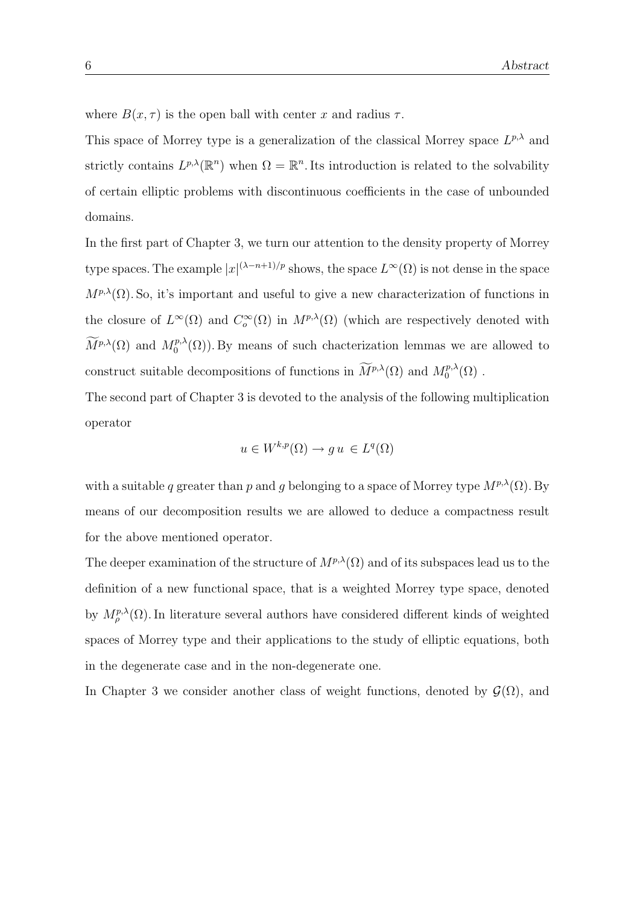where $B(x, \tau)$ is the open ball with center $x$ and radius $\tau$.

This space of Morrey type is a generalization of the classical Morrey space $L^{p,\lambda}$ and strictly contains $L^{p,\lambda}(\mathbb{R}^n)$ when $\Omega = \mathbb{R}^n$. Its introduction is related to the solvability of certain elliptic problems with discontinuous coefficients in the case of unbounded domains.

In the first part of Chapter 3, we turn our attention to the density property of Morrey type spaces. The example $|x|^{(\lambda-n+1)/p}$ shows, the space $L^\infty(\Omega)$ is not dense in the space $M^{p,\lambda}(\Omega)$. So, it's important and useful to give a new characterization of functions in the closure of $L^\infty(\Omega)$ and $C_o^\infty(\Omega)$ in $M^{p,\lambda}(\Omega)$ (which are respectively denoted with $\widetilde{M}^{p,\lambda}(\Omega)$ and $M_0^{p,\lambda}(\Omega)$). By means of such chacterization lemmas we are allowed to construct suitable decompositions of functions in $\widetilde{M}^{p,\lambda}(\Omega)$ and $M_0^{p,\lambda}(\Omega)$ .

The second part of Chapter 3 is devoted to the analysis of the following multiplication operator

$$u \in W^{k,p}(\Omega) \to g\, u \,\in L^q(\Omega)$$

with a suitable $q$ greater than $p$ and $g$ belonging to a space of Morrey type $M^{p,\lambda}(\Omega)$. By means of our decomposition results we are allowed to deduce a compactness result for the above mentioned operator.

The deeper examination of the structure of $M^{p,\lambda}(\Omega)$ and of its subspaces lead us to the definition of a new functional space, that is a weighted Morrey type space, denoted by $M_\rho^{p,\lambda}(\Omega)$. In literature several authors have considered different kinds of weighted spaces of Morrey type and their applications to the study of elliptic equations, both in the degenerate case and in the non-degenerate one.

In Chapter 3 we consider another class of weight functions, denoted by $\mathcal{G}(\Omega)$, and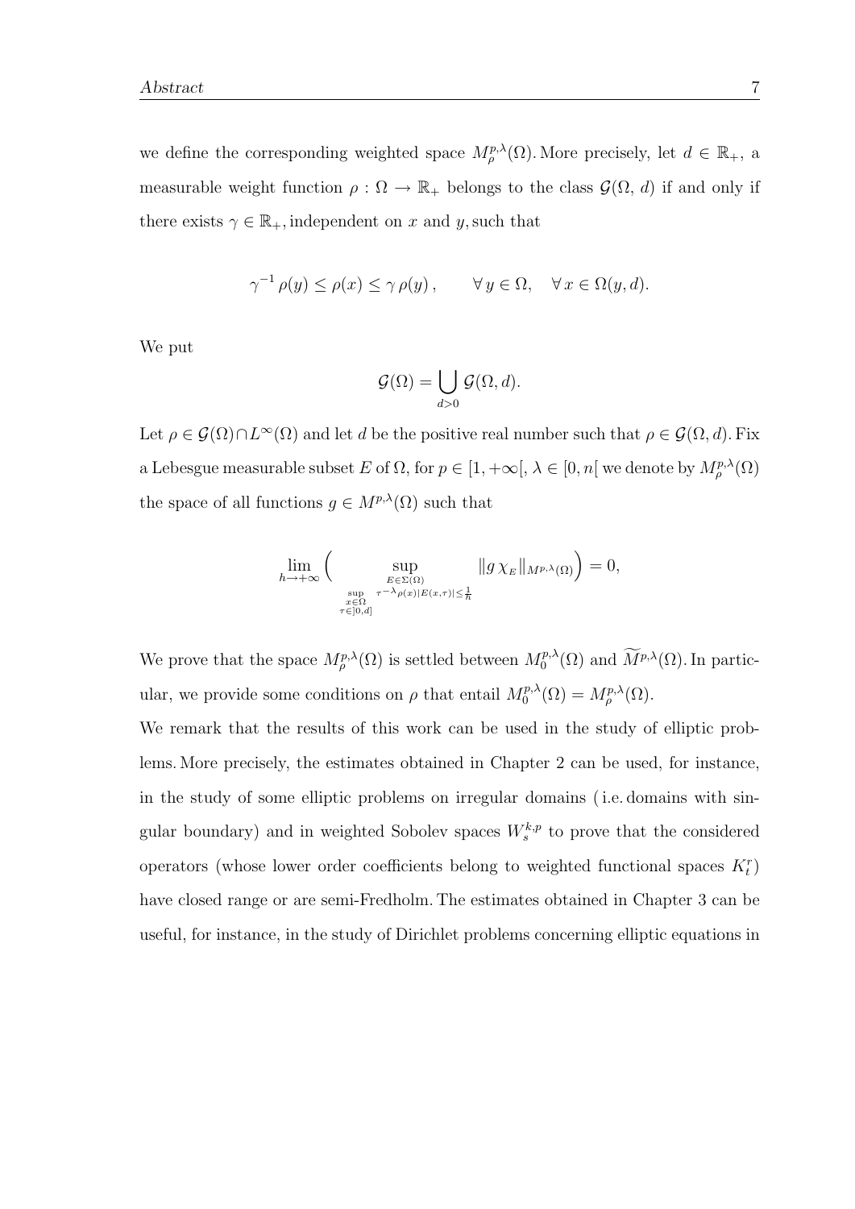we define the corresponding weighted space $M^{p,\lambda}_{\rho}(\Omega)$. More precisely, let $d \in \mathbb{R}_+$, a measurable weight function $\rho : \Omega \to \mathbb{R}_+$ belongs to the class $\mathcal{G}(\Omega, d)$ if and only if there exists $\gamma \in \mathbb{R}_+$, independent on $x$ and $y$, such that

$$\gamma^{-1} \rho(y) \leq \rho(x) \leq \gamma \rho(y), \qquad \forall\, y \in \Omega, \quad \forall\, x \in \Omega(y, d).$$

We put

$$\mathcal{G}(\Omega) = \bigcup_{d>0} \mathcal{G}(\Omega, d).$$

Let $\rho \in \mathcal{G}(\Omega) \cap L^{\infty}(\Omega)$ and let $d$ be the positive real number such that $\rho \in \mathcal{G}(\Omega, d)$. Fix a Lebesgue measurable subset $E$ of $\Omega$, for $p \in [1, +\infty[$, $\lambda \in [0, n[$ we denote by $M^{p,\lambda}_{\rho}(\Omega)$ the space of all functions $g \in M^{p,\lambda}(\Omega)$ such that

$$\lim_{h \to +\infty} \Big( \sup_{\substack{E \in \Sigma(\Omega) \\ \sup\limits_{\substack{x \in \Omega \\ \tau \in ]0,d]}} \tau^{-\lambda} \rho(x) |E(x,\tau)| \leq \frac{1}{h}}} \| g\, \chi_E \|_{M^{p,\lambda}(\Omega)} \Big) = 0,$$

We prove that the space $M^{p,\lambda}_{\rho}(\Omega)$ is settled between $M^{p,\lambda}_{0}(\Omega)$ and $\widetilde{M}^{p,\lambda}(\Omega)$. In particular, we provide some conditions on $\rho$ that entail $M^{p,\lambda}_{0}(\Omega) = M^{p,\lambda}_{\rho}(\Omega)$.

We remark that the results of this work can be used in the study of elliptic problems. More precisely, the estimates obtained in Chapter 2 can be used, for instance, in the study of some elliptic problems on irregular domains ( i.e. domains with singular boundary) and in weighted Sobolev spaces $W^{k,p}_{s}$ to prove that the considered operators (whose lower order coefficients belong to weighted functional spaces $K^{r}_{t}$) have closed range or are semi-Fredholm. The estimates obtained in Chapter 3 can be useful, for instance, in the study of Dirichlet problems concerning elliptic equations in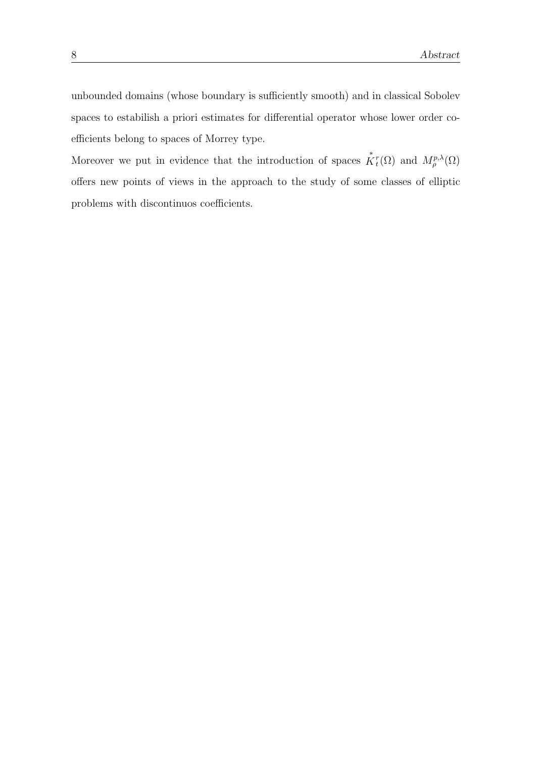unbounded domains (whose boundary is sufficiently smooth) and in classical Sobolev spaces to estabilish a priori estimates for differential operator whose lower order coefficients belong to spaces of Morrey type.

Moreover we put in evidence that the introduction of spaces $\overset{*}{K}{}^{r}_{t}(\Omega)$ and $M^{p,\lambda}_{\rho}(\Omega)$ offers new points of views in the approach to the study of some classes of elliptic problems with discontinuos coefficients.